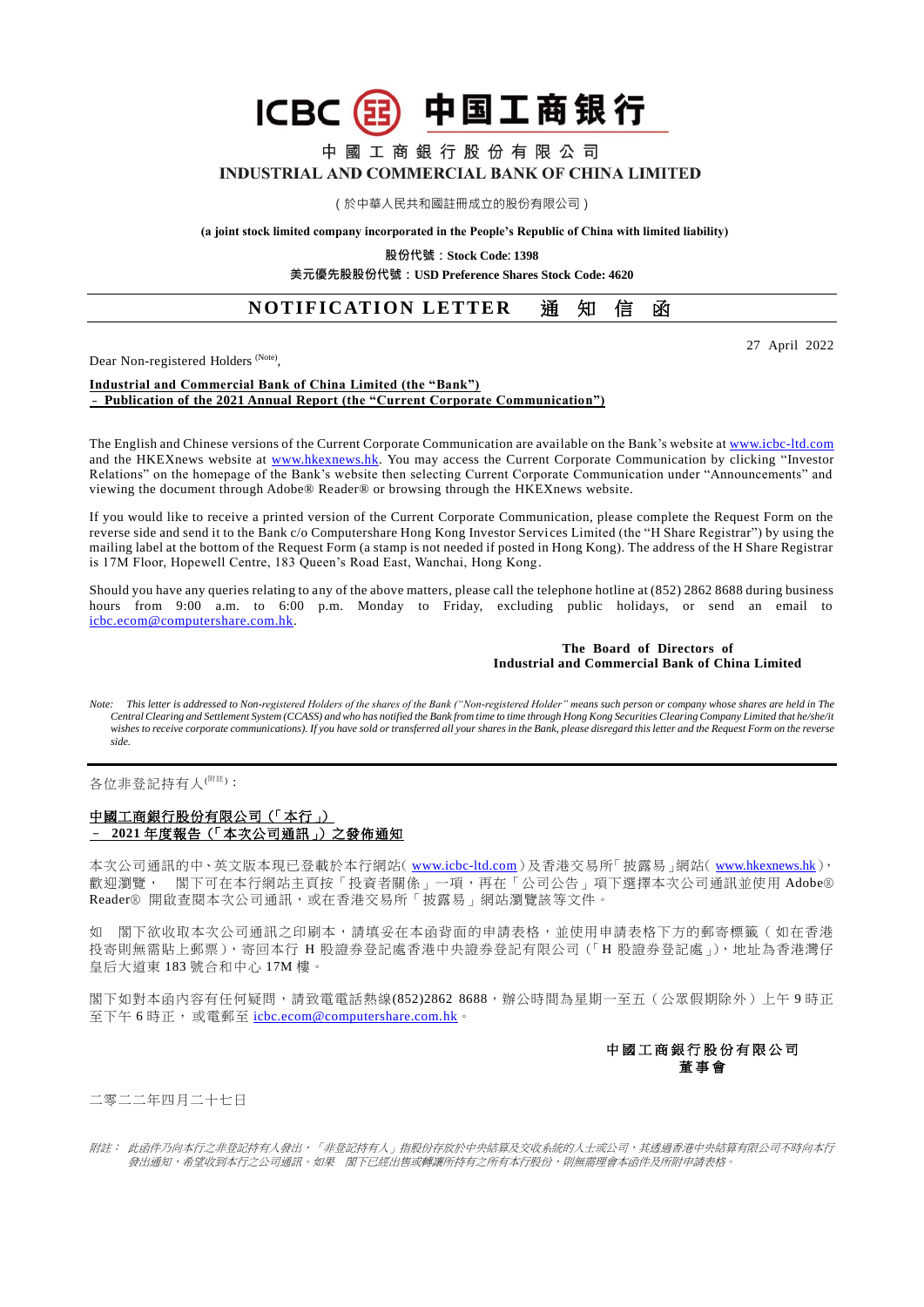ICBC 中国工商银行

中 國 工 商 銀 行 股 份 有 限 公 司

**INDUSTRIAL AND COMMERCIAL BANK OF CHINA LIMITED**

（於中華人民共和國註冊成立的股份有限公司）

**(a joint stock limited company incorporated in the People's Republic of China with limited liability)**

**股份代號：Stock Code: 1398**

**美元優先股股份代號：USD Preference Shares Stock Code: 4620**

# NOTIFICATION LETTER 通 知 信 函

27 April 2022

Dear Non-registered Holders (Note),

**Industrial and Commercial Bank of China Limited (the "Bank")**
**– Publication of the 2021 Annual Report (the "Current Corporate Communication")**

The English and Chinese versions of the Current Corporate Communication are available on the Bank's website at www.icbc-ltd.com and the HKEXnews website at www.hkexnews.hk. You may access the Current Corporate Communication by clicking "Investor Relations" on the homepage of the Bank's website then selecting Current Corporate Communication under "Announcements" and viewing the document through Adobe® Reader® or browsing through the HKEXnews website.

If you would like to receive a printed version of the Current Corporate Communication, please complete the Request Form on the reverse side and send it to the Bank c/o Computershare Hong Kong Investor Services Limited (the "H Share Registrar") by using the mailing label at the bottom of the Request Form (a stamp is not needed if posted in Hong Kong). The address of the H Share Registrar is 17M Floor, Hopewell Centre, 183 Queen's Road East, Wanchai, Hong Kong.

Should you have any queries relating to any of the above matters, please call the telephone hotline at (852) 2862 8688 during business hours from 9:00 a.m. to 6:00 p.m. Monday to Friday, excluding public holidays, or send an email to icbc.ecom@computershare.com.hk.

**The Board of Directors of**
**Industrial and Commercial Bank of China Limited**

*Note: This letter is addressed to Non-registered Holders of the shares of the Bank ("Non-registered Holder" means such person or company whose shares are held in The Central Clearing and Settlement System (CCASS) and who has notified the Bank from time to time through Hong Kong Securities Clearing Company Limited that he/she/it wishes to receive corporate communications). If you have sold or transferred all your shares in the Bank, please disregard this letter and the Request Form on the reverse side.*

---

各位非登記持有人(附註)：

**中國工商銀行股份有限公司（「本行」）**
**– 2021 年度報告（「本次公司通訊」）之發佈通知**

本次公司通訊的中、英文版本現已登載於本行網站( www.icbc-ltd.com )及香港交易所「披露易」網站( www.hkexnews.hk )，歡迎瀏覽。 閣下可在本行網站主頁按「投資者關係」一項，再在「公司公告」項下選擇本次公司通訊並使用 Adobe® Reader® 開啟查閱本次公司通訊，或在香港交易所「披露易」網站瀏覽該等文件。

如 閣下欲收取本次公司通訊之印刷本，請填妥在本函背面的申請表格，並使用申請表格下方的郵寄標籤（如在香港投寄則無需貼上郵票），寄回本行 H 股證券登記處香港中央證券登記有限公司（「H 股證券登記處」)，地址為香港灣仔皇后大道東 183 號合和中心 17M 樓。

閣下如對本函內容有任何疑問，請致電電話熱線(852)2862 8688，辦公時間為星期一至五（公眾假期除外）上午 9 時正至下午 6 時正， 或電郵至 icbc.ecom@computershare.com.hk。

**中國工商銀行股份有限公司**
**董事會**

二零二二年四月二十七日

*附註： 此函件乃向本行之非登記持有人發出，「非登記持有人」指股份存放於中央結算及交收系統的人士或公司，其透過香港中央結算有限公司不時向本行發出通知，希望收到本行之公司通訊。如果 閣下已經出售或轉讓所持有之所有本行股份，則無需理會本函件及所附申請表格。*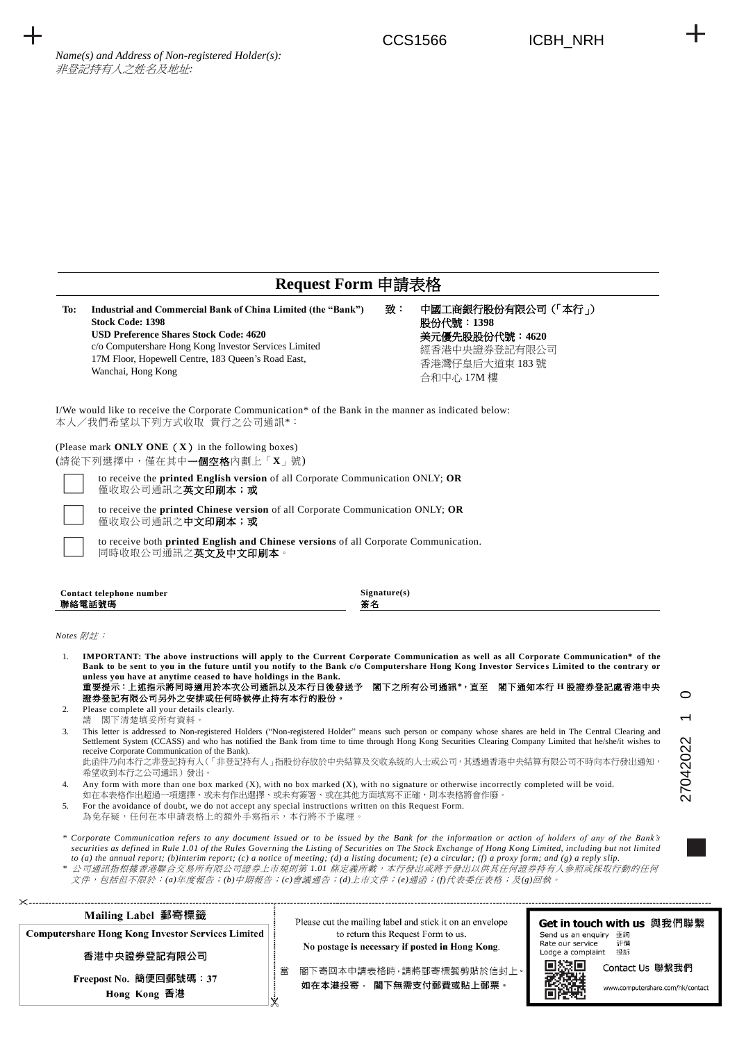CCS1566 ICBH_NRH

*Name(s) and Address of Non-registered Holder(s):*
*非登記持有人之姓名及地址:*

# Request Form 申請表格

**To:** **Industrial and Commercial Bank of China Limited (the "Bank")**
**Stock Code: 1398**
**USD Preference Shares Stock Code: 4620**
c/o Computershare Hong Kong Investor Services Limited
17M Floor, Hopewell Centre, 183 Queen's Road East,
Wanchai, Hong Kong

**致：** **中國工商銀行股份有限公司（「本行」）**
**股份代號：1398**
**美元優先股股份代號：4620**
經香港中央證券登記有限公司
香港灣仔皇后大道東 183 號
合和中心 17M 樓

I/We would like to receive the Corporate Communication* of the Bank in the manner as indicated below:
本人／我們希望以下列方式收取 貴行之公司通訊*：

(Please mark **ONLY ONE** (**X**) in the following boxes)
(請從下列選擇中，僅在其中**一個空格**內劃上「**X**」號)

☐ to receive the **printed English version** of all Corporate Communication ONLY; **OR**
僅收取公司通訊之**英文印刷本；或**

☐ to receive the **printed Chinese version** of all Corporate Communication ONLY; **OR**
僅收取公司通訊之**中文印刷本；或**

☐ to receive both **printed English and Chinese versions** of all Corporate Communication.
同時收取公司通訊之**英文及中文印刷本**。

**Contact telephone number**
**聯絡電話號碼**

**Signature(s)**
**簽名**

*Notes 附註：*

1. **IMPORTANT: The above instructions will apply to the Current Corporate Communication as well as all Corporate Communication* of the Bank to be sent to you in the future until you notify to the Bank c/o Computershare Hong Kong Investor Services Limited to the contrary or unless you have at anytime ceased to have holdings in the Bank.**
**重要提示：上述指示將同時適用於本次公司通訊以及本行日後發送予 閣下之所有公司通訊*，直至 閣下通知本行 H 股證券登記處香港中央證券登記有限公司另外之安排或任何時候停止持有本行的股份。**
2. Please complete all your details clearly.
請 閣下清楚填妥所有資料。
3. This letter is addressed to Non-registered Holders ("Non-registered Holder" means such person or company whose shares are held in The Central Clearing and Settlement System (CCASS) and who has notified the Bank from time to time through Hong Kong Securities Clearing Company Limited that he/she/it wishes to receive Corporate Communication of the Bank).
此函件乃向本行之非登記持有人(「非登記持有人」指股份存放於中央結算及交收系統的人士或公司，其透過香港中央結算有限公司不時向本行發出通知，希望收到本行之公司通訊）發出。
4. Any form with more than one box marked (X), with no box marked (X), with no signature or otherwise incorrectly completed will be void.
如在本表格作出超過一項選擇、或未有作出選擇、或未有簽署、或在其他方面填寫不正確，則本表格將會作廢。
5. For the avoidance of doubt, we do not accept any special instructions written on this Request Form.
為免存疑，任何在本申請表格上的額外手寫指示，本行將不予處理。

\* *Corporate Communication refers to any document issued or to be issued by the Bank for the information or action of holders of any of the Bank's securities as defined in Rule 1.01 of the Rules Governing the Listing of Securities on The Stock Exchange of Hong Kong Limited, including but not limited to (a) the annual report; (b)interim report; (c) a notice of meeting; (d) a listing document; (e) a circular; (f) a proxy form; and (g) a reply slip.*
\* *公司通訊指根據香港聯合交易所有限公司證券上市規則第 1.01 條定義所載，本行發出或將予發出以供其任何證券持有人參照或採取行動的任何文件，包括但不限於：(a)年度報告；(b)中期報告；(c)會議通告；(d)上市文件；(e)通函；(f)代表委任表格；及(g)回執。*

27042022 1 0

**Mailing Label 郵寄標籤**

**Computershare Hong Kong Investor Services Limited**

**香港中央證券登記有限公司**

**Freepost No. 簡便回郵號碼：37**

**Hong Kong 香港**

Please cut the mailing label and stick it on an envelope to return this Request Form to us.
**No postage is necessary if posted in Hong Kong.**

當 閣下寄回本申請表格時，請將郵寄標籤剪貼於信封上。
**如在本港投寄， 閣下無需支付郵費或貼上郵票。**

**Get in touch with us 與我們聯繫**
Send us an enquiry 垂詢
Rate our service 評價
Lodge a complaint 投訴
Contact Us 聯繫我們
www.computershare.com/hk/contact